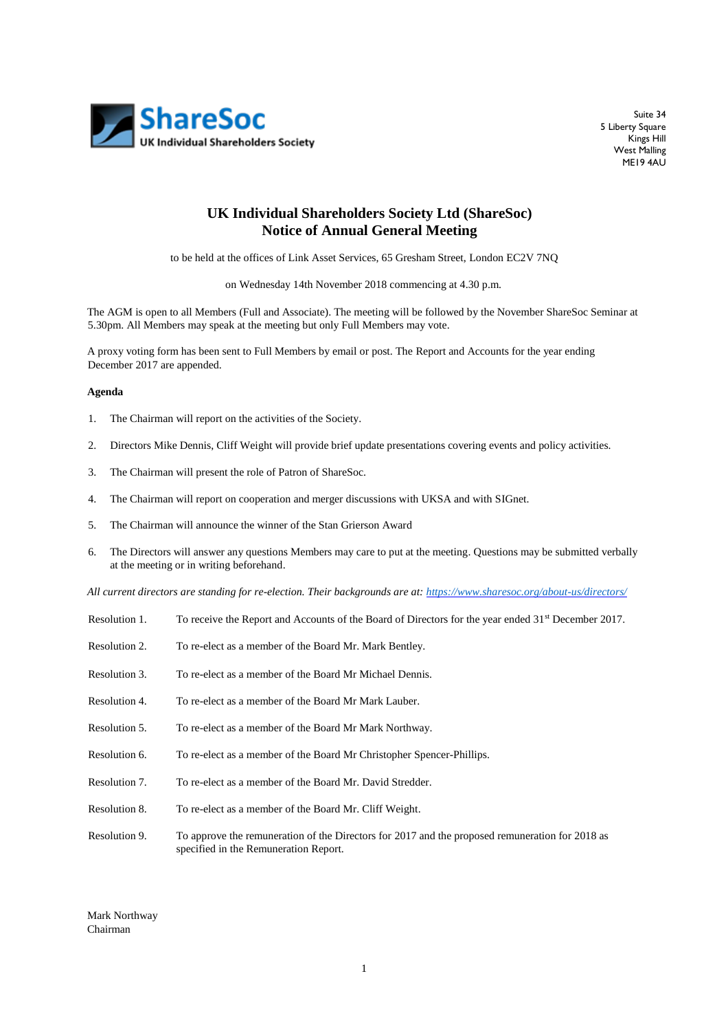ShareSoc
UK Individual Shareholders Society

Suite 34
5 Liberty Square
Kings Hill
West Malling
ME19 4AU

# UK Individual Shareholders Society Ltd (ShareSoc)
# Notice of Annual General Meeting

to be held at the offices of Link Asset Services, 65 Gresham Street, London EC2V 7NQ

on Wednesday 14th November 2018 commencing at 4.30 p.m.

The AGM is open to all Members (Full and Associate). The meeting will be followed by the November ShareSoc Seminar at 5.30pm. All Members may speak at the meeting but only Full Members may vote.

A proxy voting form has been sent to Full Members by email or post. The Report and Accounts for the year ending December 2017 are appended.

**Agenda**

1. The Chairman will report on the activities of the Society.
2. Directors Mike Dennis, Cliff Weight will provide brief update presentations covering events and policy activities.
3. The Chairman will present the role of Patron of ShareSoc.
4. The Chairman will report on cooperation and merger discussions with UKSA and with SIGnet.
5. The Chairman will announce the winner of the Stan Grierson Award
6. The Directors will answer any questions Members may care to put at the meeting. Questions may be submitted verbally at the meeting or in writing beforehand.

*All current directors are standing for re-election. Their backgrounds are at: [https://www.sharesoc.org/about-us/directors/](https://www.sharesoc.org/about-us/directors/)*

Resolution 1. To receive the Report and Accounts of the Board of Directors for the year ended 31st December 2017.

Resolution 2. To re-elect as a member of the Board Mr. Mark Bentley.

Resolution 3. To re-elect as a member of the Board Mr Michael Dennis.

Resolution 4. To re-elect as a member of the Board Mr Mark Lauber.

Resolution 5. To re-elect as a member of the Board Mr Mark Northway.

Resolution 6. To re-elect as a member of the Board Mr Christopher Spencer-Phillips.

Resolution 7. To re-elect as a member of the Board Mr. David Stredder.

Resolution 8. To re-elect as a member of the Board Mr. Cliff Weight.

Resolution 9. To approve the remuneration of the Directors for 2017 and the proposed remuneration for 2018 as specified in the Remuneration Report.

Mark Northway
Chairman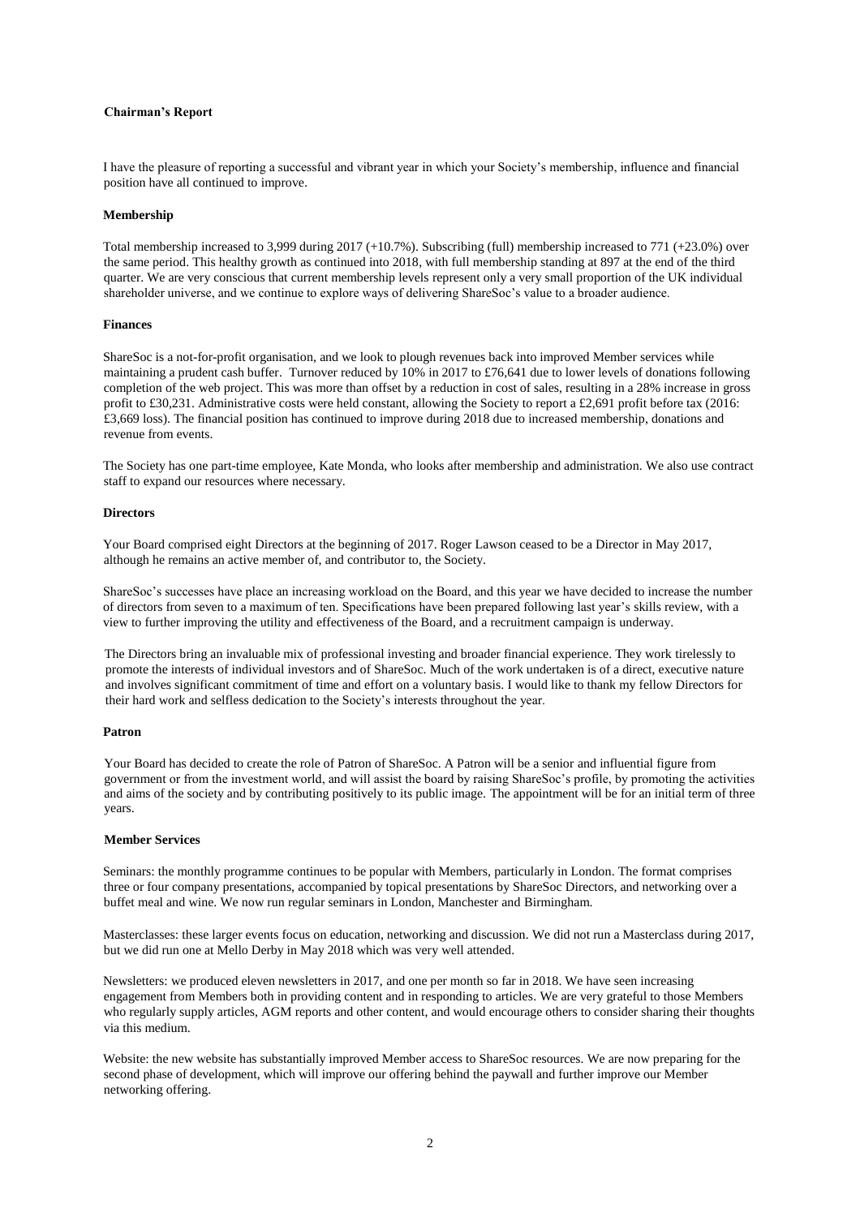## Chairman's Report

I have the pleasure of reporting a successful and vibrant year in which your Society's membership, influence and financial position have all continued to improve.

### Membership

Total membership increased to 3,999 during 2017 (+10.7%). Subscribing (full) membership increased to 771 (+23.0%) over the same period. This healthy growth as continued into 2018, with full membership standing at 897 at the end of the third quarter. We are very conscious that current membership levels represent only a very small proportion of the UK individual shareholder universe, and we continue to explore ways of delivering ShareSoc's value to a broader audience.

### Finances

ShareSoc is a not-for-profit organisation, and we look to plough revenues back into improved Member services while maintaining a prudent cash buffer. Turnover reduced by 10% in 2017 to £76,641 due to lower levels of donations following completion of the web project. This was more than offset by a reduction in cost of sales, resulting in a 28% increase in gross profit to £30,231. Administrative costs were held constant, allowing the Society to report a £2,691 profit before tax (2016: £3,669 loss). The financial position has continued to improve during 2018 due to increased membership, donations and revenue from events.

The Society has one part-time employee, Kate Monda, who looks after membership and administration. We also use contract staff to expand our resources where necessary.

### Directors

Your Board comprised eight Directors at the beginning of 2017. Roger Lawson ceased to be a Director in May 2017, although he remains an active member of, and contributor to, the Society.

ShareSoc's successes have place an increasing workload on the Board, and this year we have decided to increase the number of directors from seven to a maximum of ten. Specifications have been prepared following last year's skills review, with a view to further improving the utility and effectiveness of the Board, and a recruitment campaign is underway.

The Directors bring an invaluable mix of professional investing and broader financial experience. They work tirelessly to promote the interests of individual investors and of ShareSoc. Much of the work undertaken is of a direct, executive nature and involves significant commitment of time and effort on a voluntary basis. I would like to thank my fellow Directors for their hard work and selfless dedication to the Society's interests throughout the year.

### Patron

Your Board has decided to create the role of Patron of ShareSoc. A Patron will be a senior and influential figure from government or from the investment world, and will assist the board by raising ShareSoc's profile, by promoting the activities and aims of the society and by contributing positively to its public image. The appointment will be for an initial term of three years.

### Member Services

Seminars: the monthly programme continues to be popular with Members, particularly in London. The format comprises three or four company presentations, accompanied by topical presentations by ShareSoc Directors, and networking over a buffet meal and wine. We now run regular seminars in London, Manchester and Birmingham.

Masterclasses: these larger events focus on education, networking and discussion. We did not run a Masterclass during 2017, but we did run one at Mello Derby in May 2018 which was very well attended.

Newsletters: we produced eleven newsletters in 2017, and one per month so far in 2018. We have seen increasing engagement from Members both in providing content and in responding to articles. We are very grateful to those Members who regularly supply articles, AGM reports and other content, and would encourage others to consider sharing their thoughts via this medium.

Website: the new website has substantially improved Member access to ShareSoc resources. We are now preparing for the second phase of development, which will improve our offering behind the paywall and further improve our Member networking offering.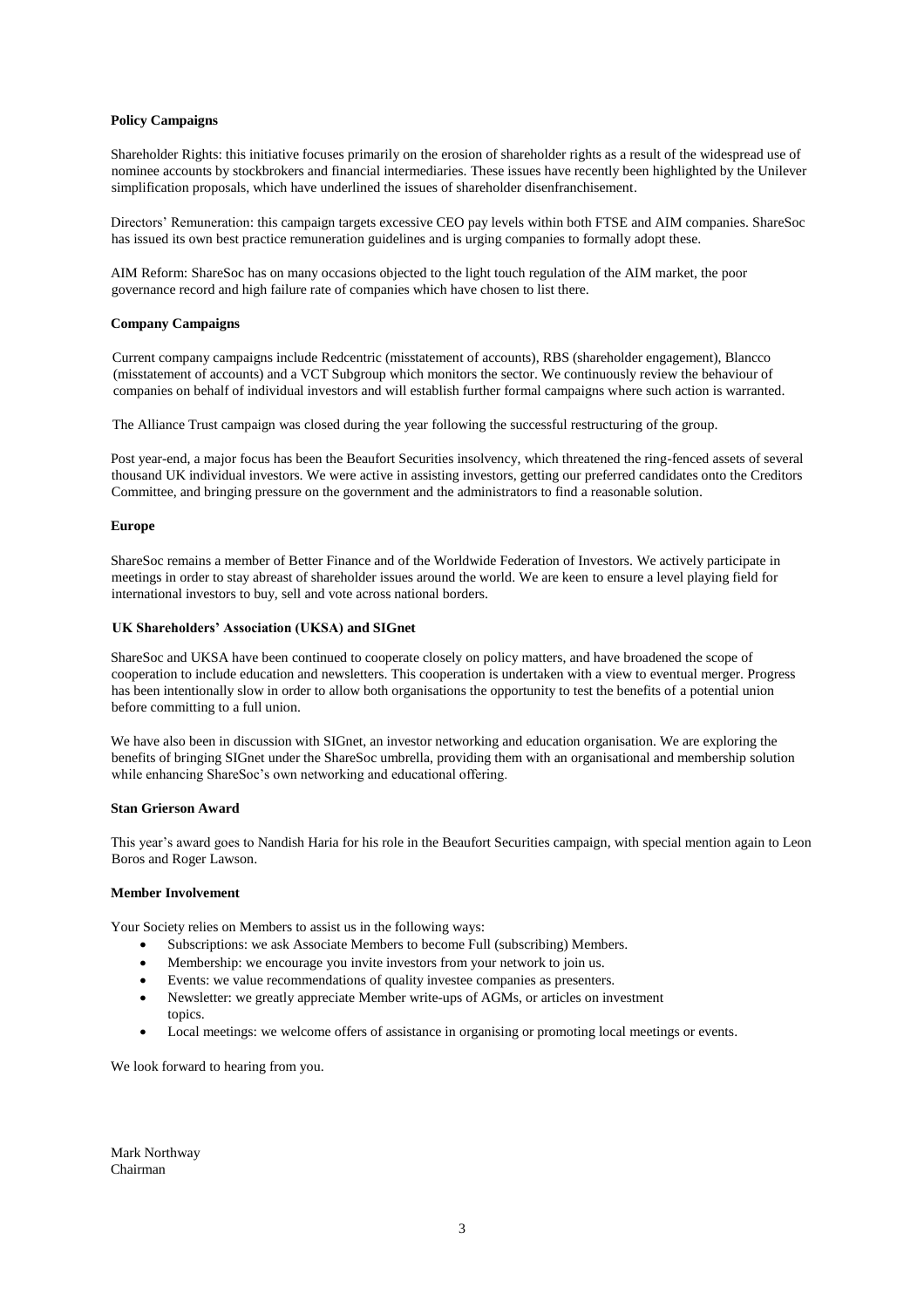**Policy Campaigns**

Shareholder Rights: this initiative focuses primarily on the erosion of shareholder rights as a result of the widespread use of nominee accounts by stockbrokers and financial intermediaries. These issues have recently been highlighted by the Unilever simplification proposals, which have underlined the issues of shareholder disenfranchisement.

Directors' Remuneration: this campaign targets excessive CEO pay levels within both FTSE and AIM companies. ShareSoc has issued its own best practice remuneration guidelines and is urging companies to formally adopt these.

AIM Reform: ShareSoc has on many occasions objected to the light touch regulation of the AIM market, the poor governance record and high failure rate of companies which have chosen to list there.

**Company Campaigns**

Current company campaigns include Redcentric (misstatement of accounts), RBS (shareholder engagement), Blancco (misstatement of accounts) and a VCT Subgroup which monitors the sector. We continuously review the behaviour of companies on behalf of individual investors and will establish further formal campaigns where such action is warranted.

The Alliance Trust campaign was closed during the year following the successful restructuring of the group.

Post year-end, a major focus has been the Beaufort Securities insolvency, which threatened the ring-fenced assets of several thousand UK individual investors. We were active in assisting investors, getting our preferred candidates onto the Creditors Committee, and bringing pressure on the government and the administrators to find a reasonable solution.

**Europe**

ShareSoc remains a member of Better Finance and of the Worldwide Federation of Investors. We actively participate in meetings in order to stay abreast of shareholder issues around the world. We are keen to ensure a level playing field for international investors to buy, sell and vote across national borders.

**UK Shareholders' Association (UKSA) and SIGnet**

ShareSoc and UKSA have been continued to cooperate closely on policy matters, and have broadened the scope of cooperation to include education and newsletters. This cooperation is undertaken with a view to eventual merger. Progress has been intentionally slow in order to allow both organisations the opportunity to test the benefits of a potential union before committing to a full union.

We have also been in discussion with SIGnet, an investor networking and education organisation. We are exploring the benefits of bringing SIGnet under the ShareSoc umbrella, providing them with an organisational and membership solution while enhancing ShareSoc's own networking and educational offering.

**Stan Grierson Award**

This year's award goes to Nandish Haria for his role in the Beaufort Securities campaign, with special mention again to Leon Boros and Roger Lawson.

**Member Involvement**

Your Society relies on Members to assist us in the following ways:

- Subscriptions: we ask Associate Members to become Full (subscribing) Members.
- Membership: we encourage you invite investors from your network to join us.
- Events: we value recommendations of quality investee companies as presenters.
- Newsletter: we greatly appreciate Member write-ups of AGMs, or articles on investment topics.
- Local meetings: we welcome offers of assistance in organising or promoting local meetings or events.

We look forward to hearing from you.

Mark Northway
Chairman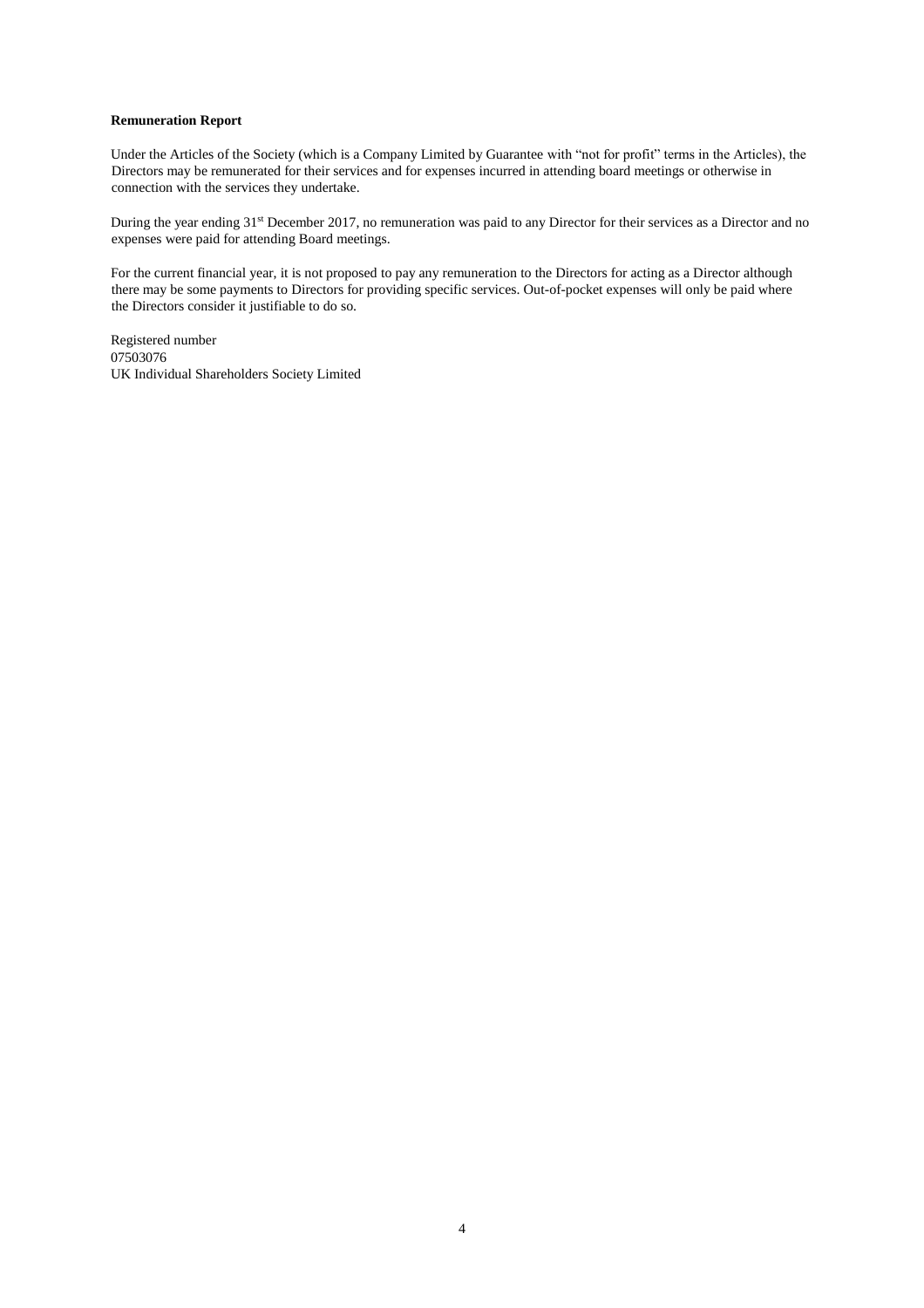**Remuneration Report**

Under the Articles of the Society (which is a Company Limited by Guarantee with "not for profit" terms in the Articles), the Directors may be remunerated for their services and for expenses incurred in attending board meetings or otherwise in connection with the services they undertake.

During the year ending 31st December 2017, no remuneration was paid to any Director for their services as a Director and no expenses were paid for attending Board meetings.

For the current financial year, it is not proposed to pay any remuneration to the Directors for acting as a Director although there may be some payments to Directors for providing specific services. Out-of-pocket expenses will only be paid where the Directors consider it justifiable to do so.

Registered number
07503076
UK Individual Shareholders Society Limited